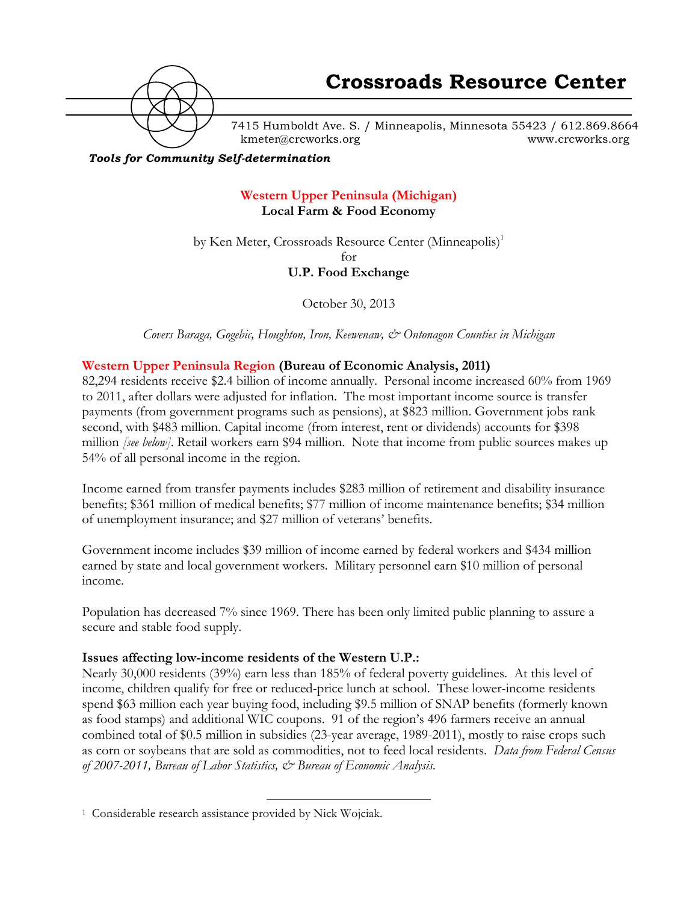# Crossroads Resource Center

7415 Humboldt Ave. S. / Minneapolis, Minnesota 55423 / 612.869.8664
kmeter@crcworks.org www.crcworks.org

***Tools for Community Self-determination***

## Western Upper Peninsula (Michigan)
## Local Farm & Food Economy

by Ken Meter, Crossroads Resource Center (Minneapolis)[1]
for
**U.P. Food Exchange**

October 30, 2013

*Covers Baraga, Gogebic, Houghton, Iron, Keewenaw, & Ontonagon Counties in Michigan*

### Western Upper Peninsula Region (Bureau of Economic Analysis, 2011)

82,294 residents receive $2.4 billion of income annually. Personal income increased 60% from 1969 to 2011, after dollars were adjusted for inflation. The most important income source is transfer payments (from government programs such as pensions), at $823 million. Government jobs rank second, with $483 million. Capital income (from interest, rent or dividends) accounts for $398 million *[see below]*. Retail workers earn $94 million. Note that income from public sources makes up 54% of all personal income in the region.

Income earned from transfer payments includes $283 million of retirement and disability insurance benefits; $361 million of medical benefits; $77 million of income maintenance benefits; $34 million of unemployment insurance; and $27 million of veterans' benefits.

Government income includes $39 million of income earned by federal workers and $434 million earned by state and local government workers. Military personnel earn $10 million of personal income.

Population has decreased 7% since 1969. There has been only limited public planning to assure a secure and stable food supply.

### Issues affecting low-income residents of the Western U.P.:

Nearly 30,000 residents (39%) earn less than 185% of federal poverty guidelines. At this level of income, children qualify for free or reduced-price lunch at school. These lower-income residents spend $63 million each year buying food, including $9.5 million of SNAP benefits (formerly known as food stamps) and additional WIC coupons. 91 of the region's 496 farmers receive an annual combined total of $0.5 million in subsidies (23-year average, 1989-2011), mostly to raise crops such as corn or soybeans that are sold as commodities, not to feed local residents. *Data from Federal Census of 2007-2011, Bureau of Labor Statistics, & Bureau of Economic Analysis.*

[1] Considerable research assistance provided by Nick Wojciak.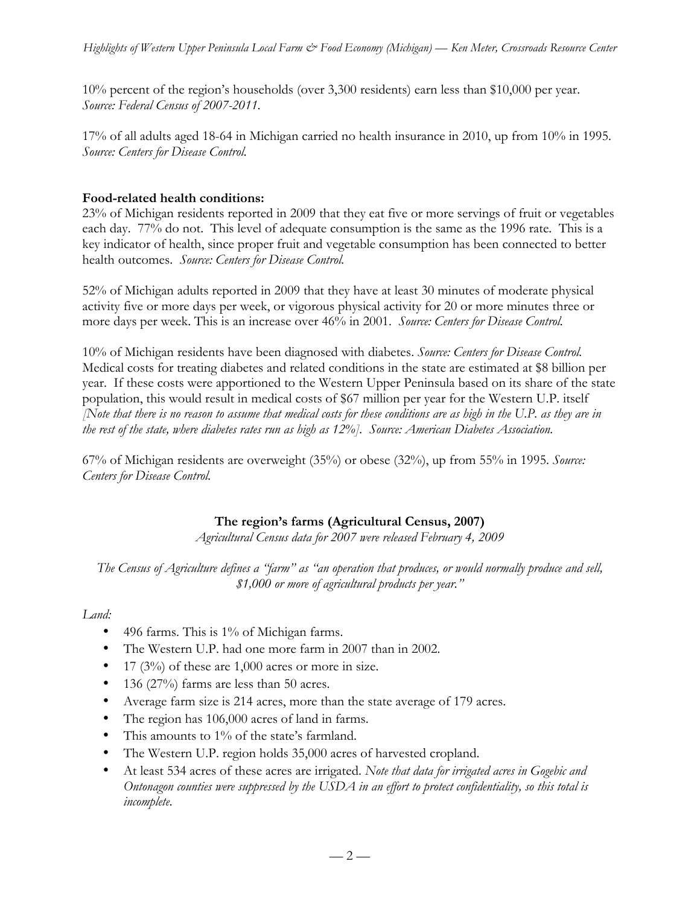10% percent of the region's households (over 3,300 residents) earn less than $10,000 per year. *Source: Federal Census of 2007-2011.*

17% of all adults aged 18-64 in Michigan carried no health insurance in 2010, up from 10% in 1995. *Source: Centers for Disease Control.*

**Food-related health conditions:**

23% of Michigan residents reported in 2009 that they eat five or more servings of fruit or vegetables each day. 77% do not. This level of adequate consumption is the same as the 1996 rate. This is a key indicator of health, since proper fruit and vegetable consumption has been connected to better health outcomes. *Source: Centers for Disease Control.*

52% of Michigan adults reported in 2009 that they have at least 30 minutes of moderate physical activity five or more days per week, or vigorous physical activity for 20 or more minutes three or more days per week. This is an increase over 46% in 2001. *Source: Centers for Disease Control.*

10% of Michigan residents have been diagnosed with diabetes. *Source: Centers for Disease Control.* Medical costs for treating diabetes and related conditions in the state are estimated at $8 billion per year. If these costs were apportioned to the Western Upper Peninsula based on its share of the state population, this would result in medical costs of $67 million per year for the Western U.P. itself *[Note that there is no reason to assume that medical costs for these conditions are as high in the U.P. as they are in the rest of the state, where diabetes rates run as high as 12%]. Source: American Diabetes Association.*

67% of Michigan residents are overweight (35%) or obese (32%), up from 55% in 1995. *Source: Centers for Disease Control.*

## The region's farms (Agricultural Census, 2007)

*Agricultural Census data for 2007 were released February 4, 2009*

*The Census of Agriculture defines a "farm" as "an operation that produces, or would normally produce and sell, $1,000 or more of agricultural products per year."*

*Land:*

- 496 farms. This is 1% of Michigan farms.
- The Western U.P. had one more farm in 2007 than in 2002.
- 17 (3%) of these are 1,000 acres or more in size.
- 136 (27%) farms are less than 50 acres.
- Average farm size is 214 acres, more than the state average of 179 acres.
- The region has 106,000 acres of land in farms.
- This amounts to 1% of the state's farmland.
- The Western U.P. region holds 35,000 acres of harvested cropland.
- At least 534 acres of these acres are irrigated. *Note that data for irrigated acres in Gogebic and Ontonagon counties were suppressed by the USDA in an effort to protect confidentiality, so this total is incomplete.*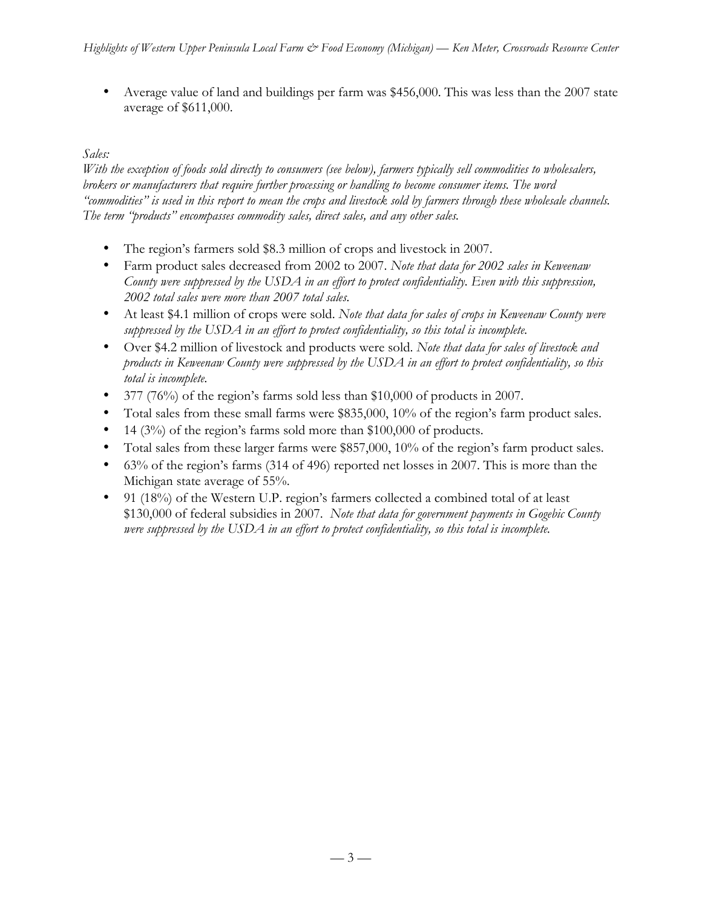- Average value of land and buildings per farm was $456,000. This was less than the 2007 state average of $611,000.

*Sales:*

*With the exception of foods sold directly to consumers (see below), farmers typically sell commodities to wholesalers, brokers or manufacturers that require further processing or handling to become consumer items. The word "commodities" is used in this report to mean the crops and livestock sold by farmers through these wholesale channels. The term "products" encompasses commodity sales, direct sales, and any other sales.*

- The region's farmers sold $8.3 million of crops and livestock in 2007.
- Farm product sales decreased from 2002 to 2007. *Note that data for 2002 sales in Keweenaw County were suppressed by the USDA in an effort to protect confidentiality. Even with this suppression, 2002 total sales were more than 2007 total sales.*
- At least $4.1 million of crops were sold. *Note that data for sales of crops in Keweenaw County were suppressed by the USDA in an effort to protect confidentiality, so this total is incomplete.*
- Over $4.2 million of livestock and products were sold. *Note that data for sales of livestock and products in Keweenaw County were suppressed by the USDA in an effort to protect confidentiality, so this total is incomplete.*
- 377 (76%) of the region's farms sold less than $10,000 of products in 2007.
- Total sales from these small farms were $835,000, 10% of the region's farm product sales.
- 14 (3%) of the region's farms sold more than $100,000 of products.
- Total sales from these larger farms were $857,000, 10% of the region's farm product sales.
- 63% of the region's farms (314 of 496) reported net losses in 2007. This is more than the Michigan state average of 55%.
- 91 (18%) of the Western U.P. region's farmers collected a combined total of at least $130,000 of federal subsidies in 2007. *Note that data for government payments in Gogebic County were suppressed by the USDA in an effort to protect confidentiality, so this total is incomplete.*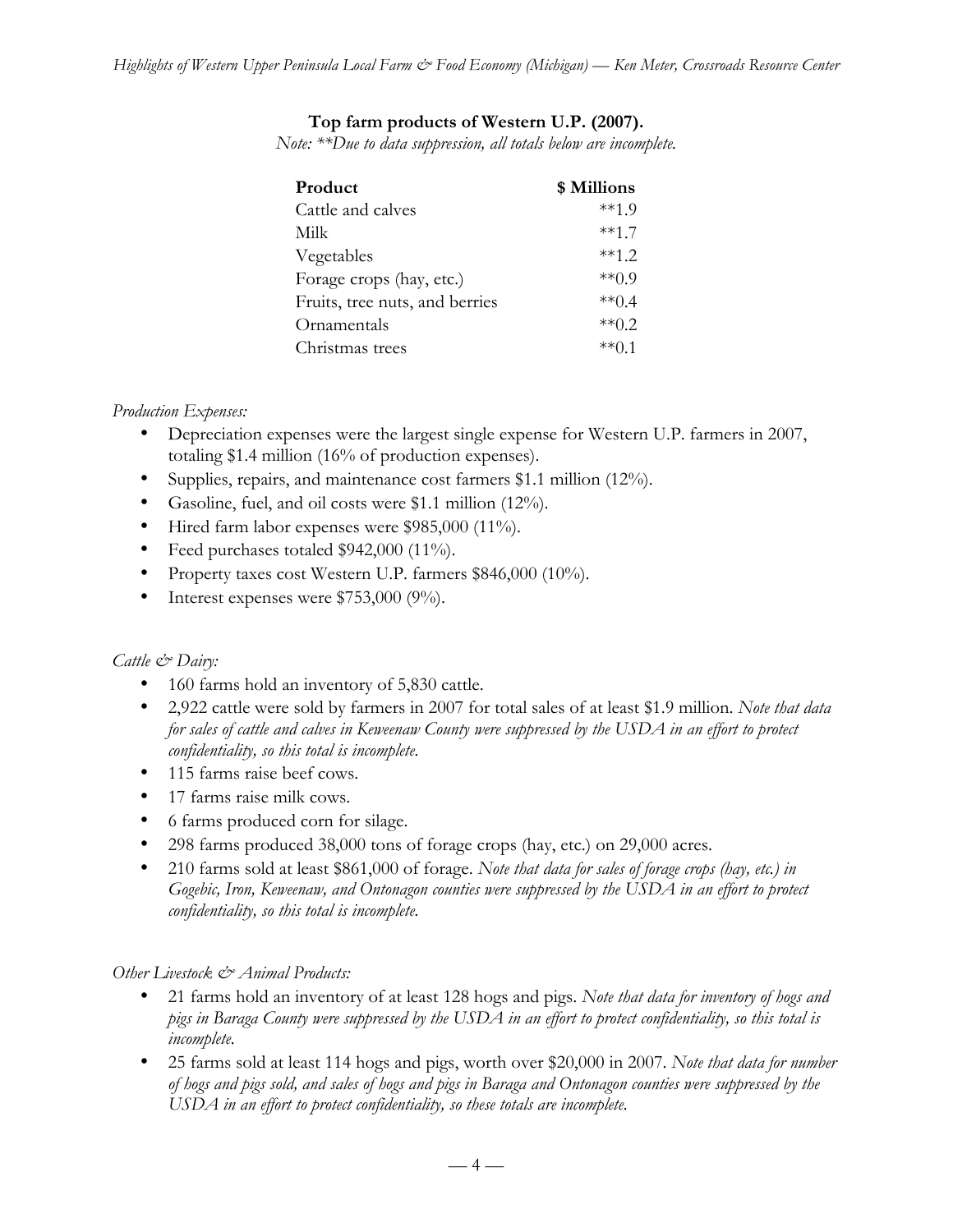**Top farm products of Western U.P. (2007).**

*Note: **Due to data suppression, all totals below are incomplete.*

| Product | $ Millions |
|---|---|
| Cattle and calves | **1.9 |
| Milk | **1.7 |
| Vegetables | **1.2 |
| Forage crops (hay, etc.) | **0.9 |
| Fruits, tree nuts, and berries | **0.4 |
| Ornamentals | **0.2 |
| Christmas trees | **0.1 |

*Production Expenses:*

- Depreciation expenses were the largest single expense for Western U.P. farmers in 2007, totaling $1.4 million (16% of production expenses).
- Supplies, repairs, and maintenance cost farmers $1.1 million (12%).
- Gasoline, fuel, and oil costs were $1.1 million (12%).
- Hired farm labor expenses were $985,000 (11%).
- Feed purchases totaled $942,000 (11%).
- Property taxes cost Western U.P. farmers $846,000 (10%).
- Interest expenses were $753,000 (9%).

*Cattle & Dairy:*

- 160 farms hold an inventory of 5,830 cattle.
- 2,922 cattle were sold by farmers in 2007 for total sales of at least $1.9 million. *Note that data for sales of cattle and calves in Keweenaw County were suppressed by the USDA in an effort to protect confidentiality, so this total is incomplete.*
- 115 farms raise beef cows.
- 17 farms raise milk cows.
- 6 farms produced corn for silage.
- 298 farms produced 38,000 tons of forage crops (hay, etc.) on 29,000 acres.
- 210 farms sold at least $861,000 of forage. *Note that data for sales of forage crops (hay, etc.) in Gogebic, Iron, Keweenaw, and Ontonagon counties were suppressed by the USDA in an effort to protect confidentiality, so this total is incomplete.*

*Other Livestock & Animal Products:*

- 21 farms hold an inventory of at least 128 hogs and pigs. *Note that data for inventory of hogs and pigs in Baraga County were suppressed by the USDA in an effort to protect confidentiality, so this total is incomplete.*
- 25 farms sold at least 114 hogs and pigs, worth over $20,000 in 2007. *Note that data for number of hogs and pigs sold, and sales of hogs and pigs in Baraga and Ontonagon counties were suppressed by the USDA in an effort to protect confidentiality, so these totals are incomplete.*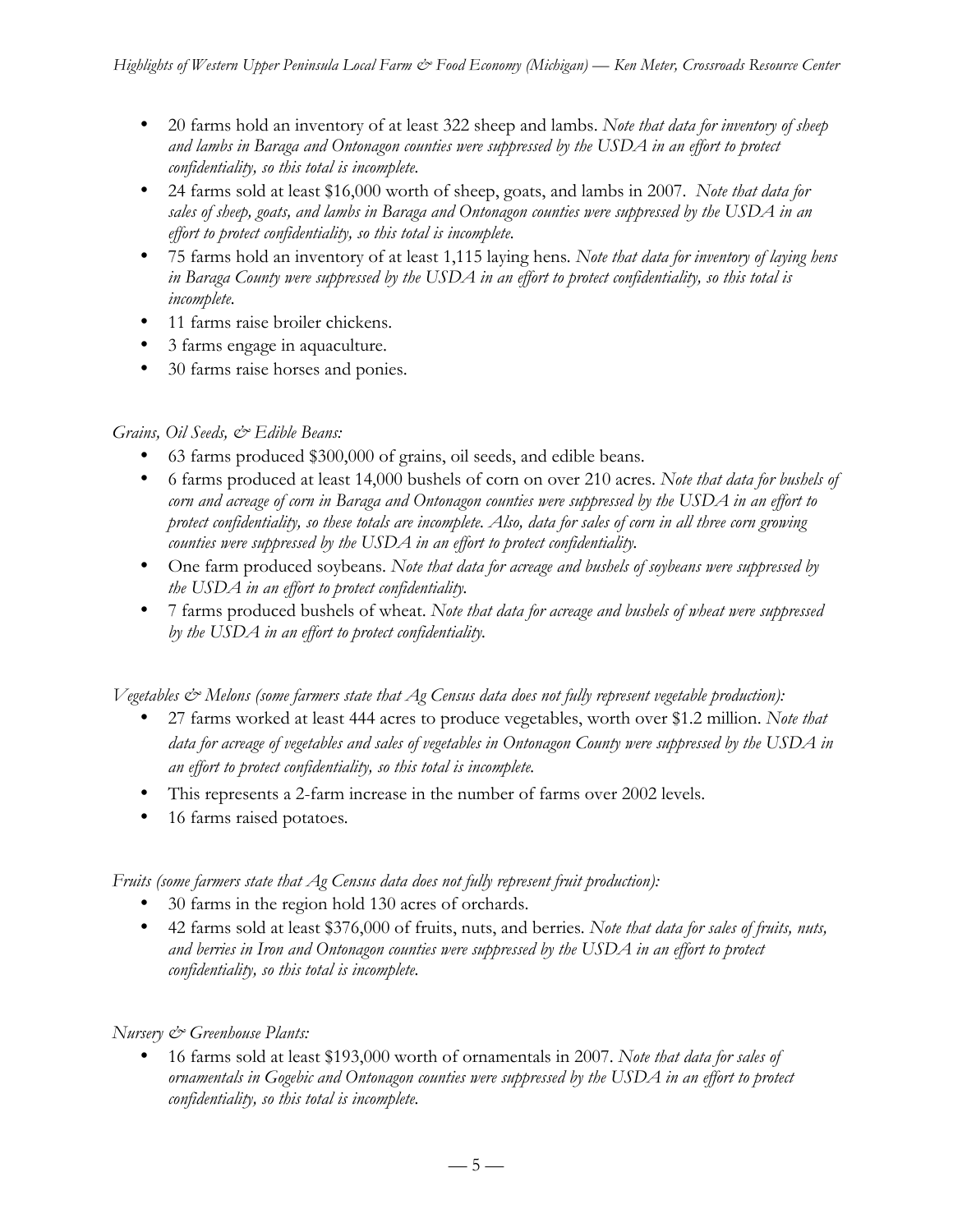- 20 farms hold an inventory of at least 322 sheep and lambs. *Note that data for inventory of sheep and lambs in Baraga and Ontonagon counties were suppressed by the USDA in an effort to protect confidentiality, so this total is incomplete.*
- 24 farms sold at least $16,000 worth of sheep, goats, and lambs in 2007. *Note that data for sales of sheep, goats, and lambs in Baraga and Ontonagon counties were suppressed by the USDA in an effort to protect confidentiality, so this total is incomplete.*
- 75 farms hold an inventory of at least 1,115 laying hens. *Note that data for inventory of laying hens in Baraga County were suppressed by the USDA in an effort to protect confidentiality, so this total is incomplete.*
- 11 farms raise broiler chickens.
- 3 farms engage in aquaculture.
- 30 farms raise horses and ponies.

*Grains, Oil Seeds, & Edible Beans:*

- 63 farms produced $300,000 of grains, oil seeds, and edible beans.
- 6 farms produced at least 14,000 bushels of corn on over 210 acres. *Note that data for bushels of corn and acreage of corn in Baraga and Ontonagon counties were suppressed by the USDA in an effort to protect confidentiality, so these totals are incomplete. Also, data for sales of corn in all three corn growing counties were suppressed by the USDA in an effort to protect confidentiality.*
- One farm produced soybeans. *Note that data for acreage and bushels of soybeans were suppressed by the USDA in an effort to protect confidentiality.*
- 7 farms produced bushels of wheat. *Note that data for acreage and bushels of wheat were suppressed by the USDA in an effort to protect confidentiality.*

*Vegetables & Melons (some farmers state that Ag Census data does not fully represent vegetable production):*

- 27 farms worked at least 444 acres to produce vegetables, worth over $1.2 million. *Note that data for acreage of vegetables and sales of vegetables in Ontonagon County were suppressed by the USDA in an effort to protect confidentiality, so this total is incomplete.*
- This represents a 2-farm increase in the number of farms over 2002 levels.
- 16 farms raised potatoes.

*Fruits (some farmers state that Ag Census data does not fully represent fruit production):*

- 30 farms in the region hold 130 acres of orchards.
- 42 farms sold at least $376,000 of fruits, nuts, and berries. *Note that data for sales of fruits, nuts, and berries in Iron and Ontonagon counties were suppressed by the USDA in an effort to protect confidentiality, so this total is incomplete.*

*Nursery & Greenhouse Plants:*

- 16 farms sold at least $193,000 worth of ornamentals in 2007. *Note that data for sales of ornamentals in Gogebic and Ontonagon counties were suppressed by the USDA in an effort to protect confidentiality, so this total is incomplete.*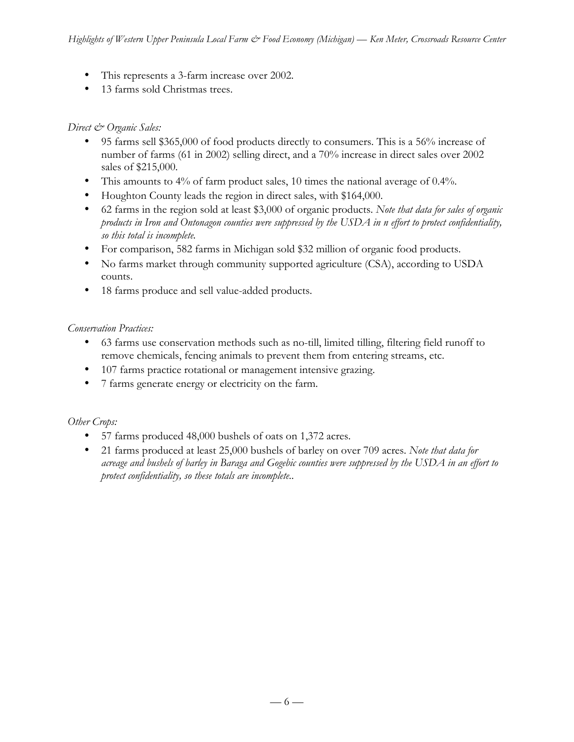- This represents a 3-farm increase over 2002.
- 13 farms sold Christmas trees.

*Direct & Organic Sales:*

- 95 farms sell $365,000 of food products directly to consumers. This is a 56% increase of number of farms (61 in 2002) selling direct, and a 70% increase in direct sales over 2002 sales of $215,000.
- This amounts to 4% of farm product sales, 10 times the national average of 0.4%.
- Houghton County leads the region in direct sales, with $164,000.
- 62 farms in the region sold at least $3,000 of organic products. *Note that data for sales of organic products in Iron and Ontonagon counties were suppressed by the USDA in n effort to protect confidentiality, so this total is incomplete.*
- For comparison, 582 farms in Michigan sold $32 million of organic food products.
- No farms market through community supported agriculture (CSA), according to USDA counts.
- 18 farms produce and sell value-added products.

*Conservation Practices:*

- 63 farms use conservation methods such as no-till, limited tilling, filtering field runoff to remove chemicals, fencing animals to prevent them from entering streams, etc.
- 107 farms practice rotational or management intensive grazing.
- 7 farms generate energy or electricity on the farm.

*Other Crops:*

- 57 farms produced 48,000 bushels of oats on 1,372 acres.
- 21 farms produced at least 25,000 bushels of barley on over 709 acres. *Note that data for acreage and bushels of barley in Baraga and Gogebic counties were suppressed by the USDA in an effort to protect confidentiality, so these totals are incomplete..*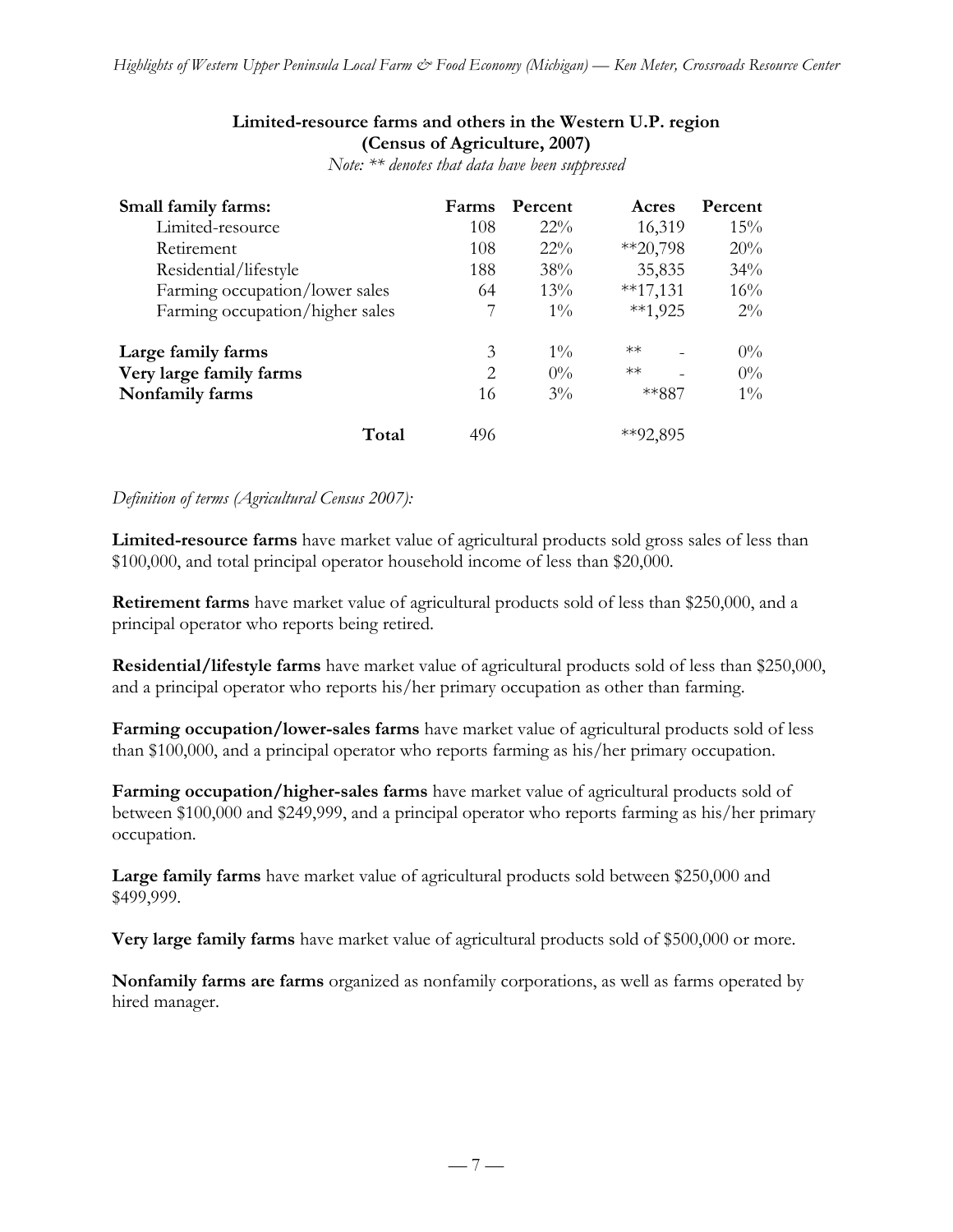**Limited-resource farms and others in the Western U.P. region (Census of Agriculture, 2007)**

*Note: ** denotes that data have been suppressed*

| | Farms | Percent | Acres | Percent |
|---|---|---|---|---|
| **Small family farms:** | | | | |
| Limited-resource | 108 | 22% | 16,319 | 15% |
| Retirement | 108 | 22% | **20,798 | 20% |
| Residential/lifestyle | 188 | 38% | 35,835 | 34% |
| Farming occupation/lower sales | 64 | 13% | **17,131 | 16% |
| Farming occupation/higher sales | 7 | 1% | **1,925 | 2% |
| **Large family farms** | 3 | 1% | ** - | 0% |
| **Very large family farms** | 2 | 0% | ** - | 0% |
| **Nonfamily farms** | 16 | 3% | **887 | 1% |
| **Total** | 496 | | **92,895 | |

*Definition of terms (Agricultural Census 2007):*

**Limited-resource farms** have market value of agricultural products sold gross sales of less than $100,000, and total principal operator household income of less than $20,000.

**Retirement farms** have market value of agricultural products sold of less than $250,000, and a principal operator who reports being retired.

**Residential/lifestyle farms** have market value of agricultural products sold of less than $250,000, and a principal operator who reports his/her primary occupation as other than farming.

**Farming occupation/lower-sales farms** have market value of agricultural products sold of less than $100,000, and a principal operator who reports farming as his/her primary occupation.

**Farming occupation/higher-sales farms** have market value of agricultural products sold of between $100,000 and $249,999, and a principal operator who reports farming as his/her primary occupation.

**Large family farms** have market value of agricultural products sold between $250,000 and $499,999.

**Very large family farms** have market value of agricultural products sold of $500,000 or more.

**Nonfamily farms are farms** organized as nonfamily corporations, as well as farms operated by hired manager.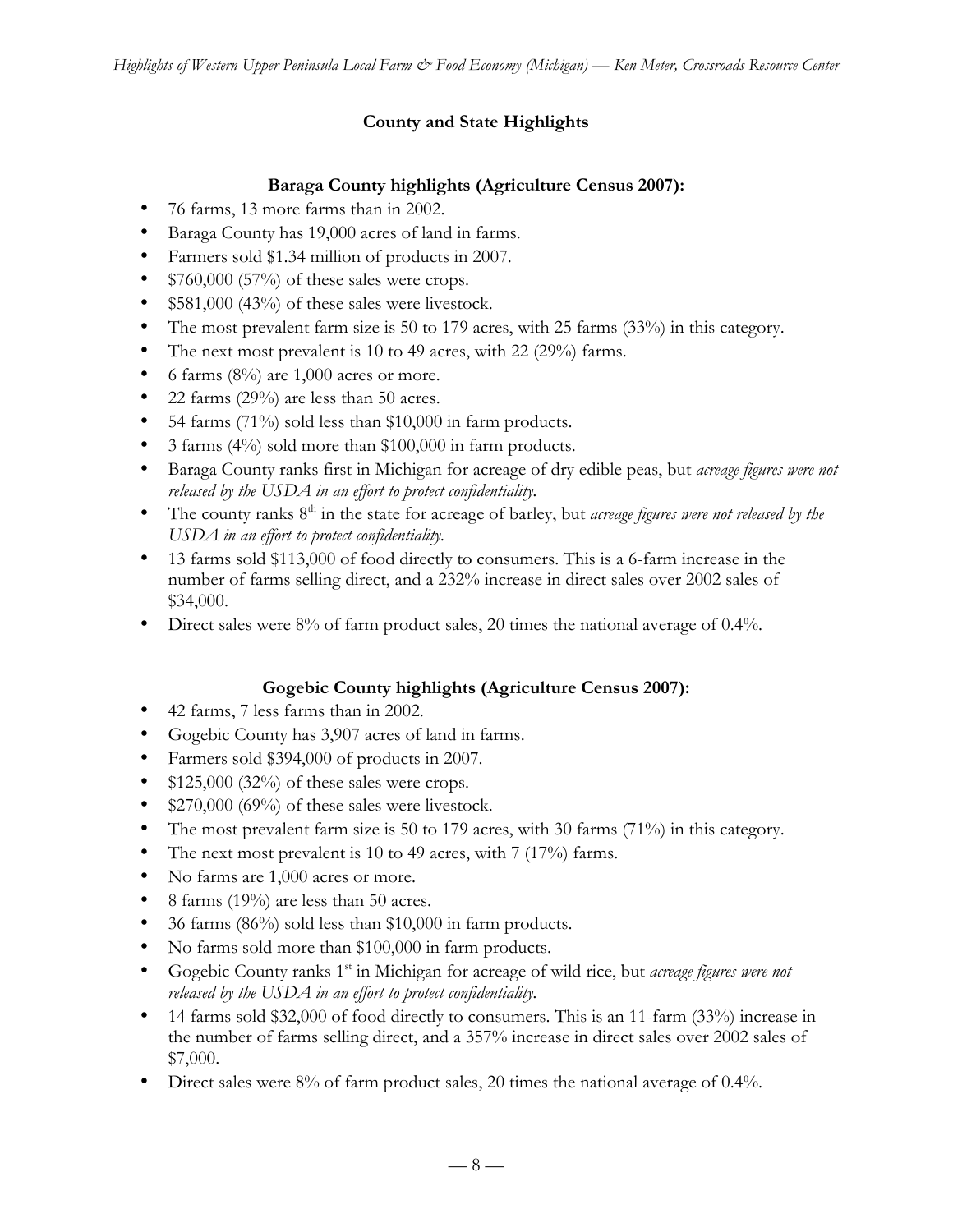## County and State Highlights

### Baraga County highlights (Agriculture Census 2007):

- 76 farms, 13 more farms than in 2002.
- Baraga County has 19,000 acres of land in farms.
- Farmers sold $1.34 million of products in 2007.
- $760,000 (57%) of these sales were crops.
- $581,000 (43%) of these sales were livestock.
- The most prevalent farm size is 50 to 179 acres, with 25 farms (33%) in this category.
- The next most prevalent is 10 to 49 acres, with 22 (29%) farms.
- 6 farms (8%) are 1,000 acres or more.
- 22 farms (29%) are less than 50 acres.
- 54 farms (71%) sold less than $10,000 in farm products.
- 3 farms (4%) sold more than $100,000 in farm products.
- Baraga County ranks first in Michigan for acreage of dry edible peas, but *acreage figures were not released by the USDA in an effort to protect confidentiality.*
- The county ranks 8th in the state for acreage of barley, but *acreage figures were not released by the USDA in an effort to protect confidentiality.*
- 13 farms sold $113,000 of food directly to consumers. This is a 6-farm increase in the number of farms selling direct, and a 232% increase in direct sales over 2002 sales of $34,000.
- Direct sales were 8% of farm product sales, 20 times the national average of 0.4%.

### Gogebic County highlights (Agriculture Census 2007):

- 42 farms, 7 less farms than in 2002.
- Gogebic County has 3,907 acres of land in farms.
- Farmers sold $394,000 of products in 2007.
- $125,000 (32%) of these sales were crops.
- $270,000 (69%) of these sales were livestock.
- The most prevalent farm size is 50 to 179 acres, with 30 farms (71%) in this category.
- The next most prevalent is 10 to 49 acres, with 7 (17%) farms.
- No farms are 1,000 acres or more.
- 8 farms (19%) are less than 50 acres.
- 36 farms (86%) sold less than $10,000 in farm products.
- No farms sold more than $100,000 in farm products.
- Gogebic County ranks 1st in Michigan for acreage of wild rice, but *acreage figures were not released by the USDA in an effort to protect confidentiality.*
- 14 farms sold $32,000 of food directly to consumers. This is an 11-farm (33%) increase in the number of farms selling direct, and a 357% increase in direct sales over 2002 sales of $7,000.
- Direct sales were 8% of farm product sales, 20 times the national average of 0.4%.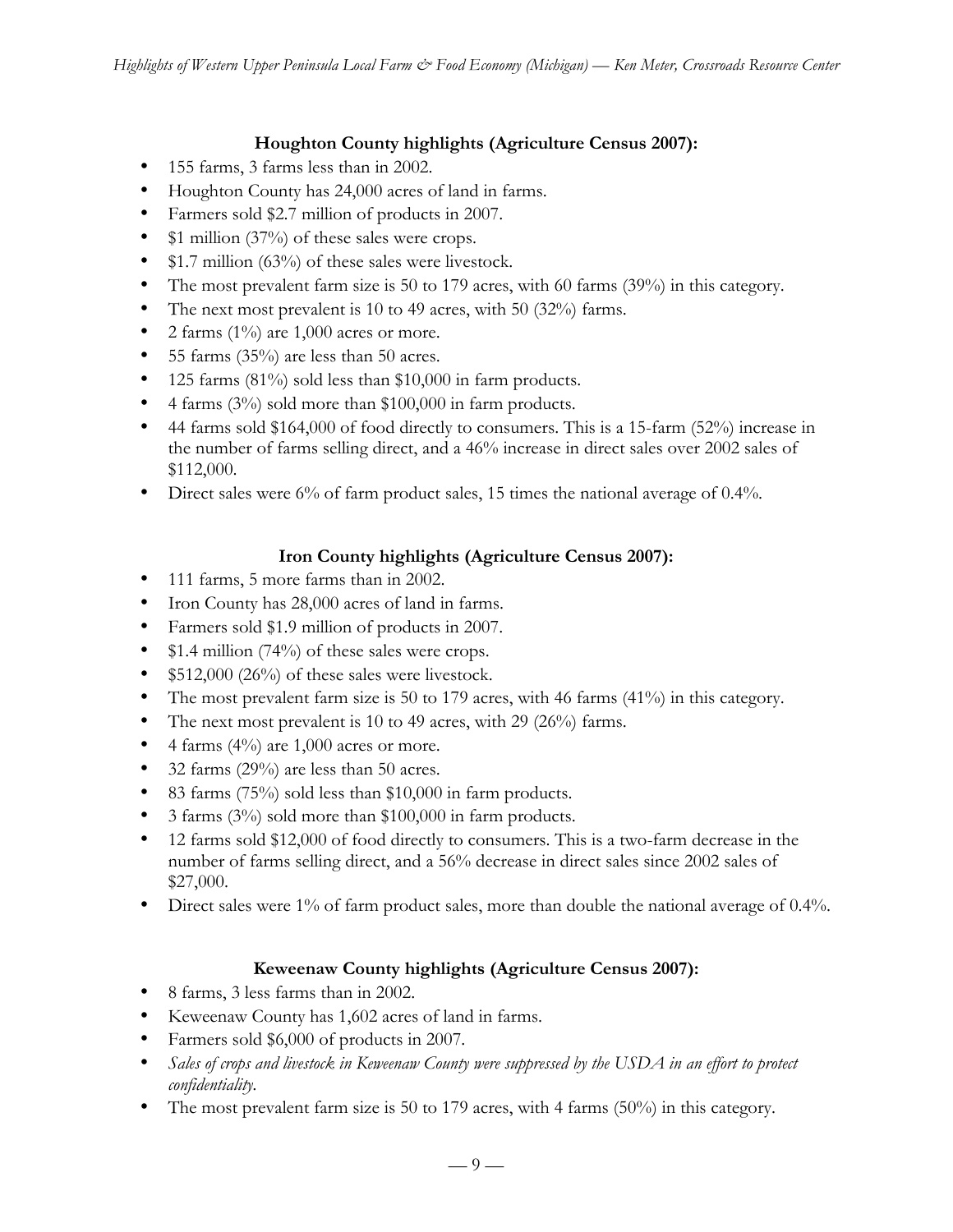### Houghton County highlights (Agriculture Census 2007):

- 155 farms, 3 farms less than in 2002.
- Houghton County has 24,000 acres of land in farms.
- Farmers sold $2.7 million of products in 2007.
- $1 million (37%) of these sales were crops.
- $1.7 million (63%) of these sales were livestock.
- The most prevalent farm size is 50 to 179 acres, with 60 farms (39%) in this category.
- The next most prevalent is 10 to 49 acres, with 50 (32%) farms.
- 2 farms (1%) are 1,000 acres or more.
- 55 farms (35%) are less than 50 acres.
- 125 farms (81%) sold less than $10,000 in farm products.
- 4 farms (3%) sold more than $100,000 in farm products.
- 44 farms sold $164,000 of food directly to consumers. This is a 15-farm (52%) increase in the number of farms selling direct, and a 46% increase in direct sales over 2002 sales of $112,000.
- Direct sales were 6% of farm product sales, 15 times the national average of 0.4%.

### Iron County highlights (Agriculture Census 2007):

- 111 farms, 5 more farms than in 2002.
- Iron County has 28,000 acres of land in farms.
- Farmers sold $1.9 million of products in 2007.
- $1.4 million (74%) of these sales were crops.
- $512,000 (26%) of these sales were livestock.
- The most prevalent farm size is 50 to 179 acres, with 46 farms (41%) in this category.
- The next most prevalent is 10 to 49 acres, with 29 (26%) farms.
- 4 farms (4%) are 1,000 acres or more.
- 32 farms (29%) are less than 50 acres.
- 83 farms (75%) sold less than $10,000 in farm products.
- 3 farms (3%) sold more than $100,000 in farm products.
- 12 farms sold $12,000 of food directly to consumers. This is a two-farm decrease in the number of farms selling direct, and a 56% decrease in direct sales since 2002 sales of $27,000.
- Direct sales were 1% of farm product sales, more than double the national average of 0.4%.

### Keweenaw County highlights (Agriculture Census 2007):

- 8 farms, 3 less farms than in 2002.
- Keweenaw County has 1,602 acres of land in farms.
- Farmers sold $6,000 of products in 2007.
- *Sales of crops and livestock in Keweenaw County were suppressed by the USDA in an effort to protect confidentiality.*
- The most prevalent farm size is 50 to 179 acres, with 4 farms (50%) in this category.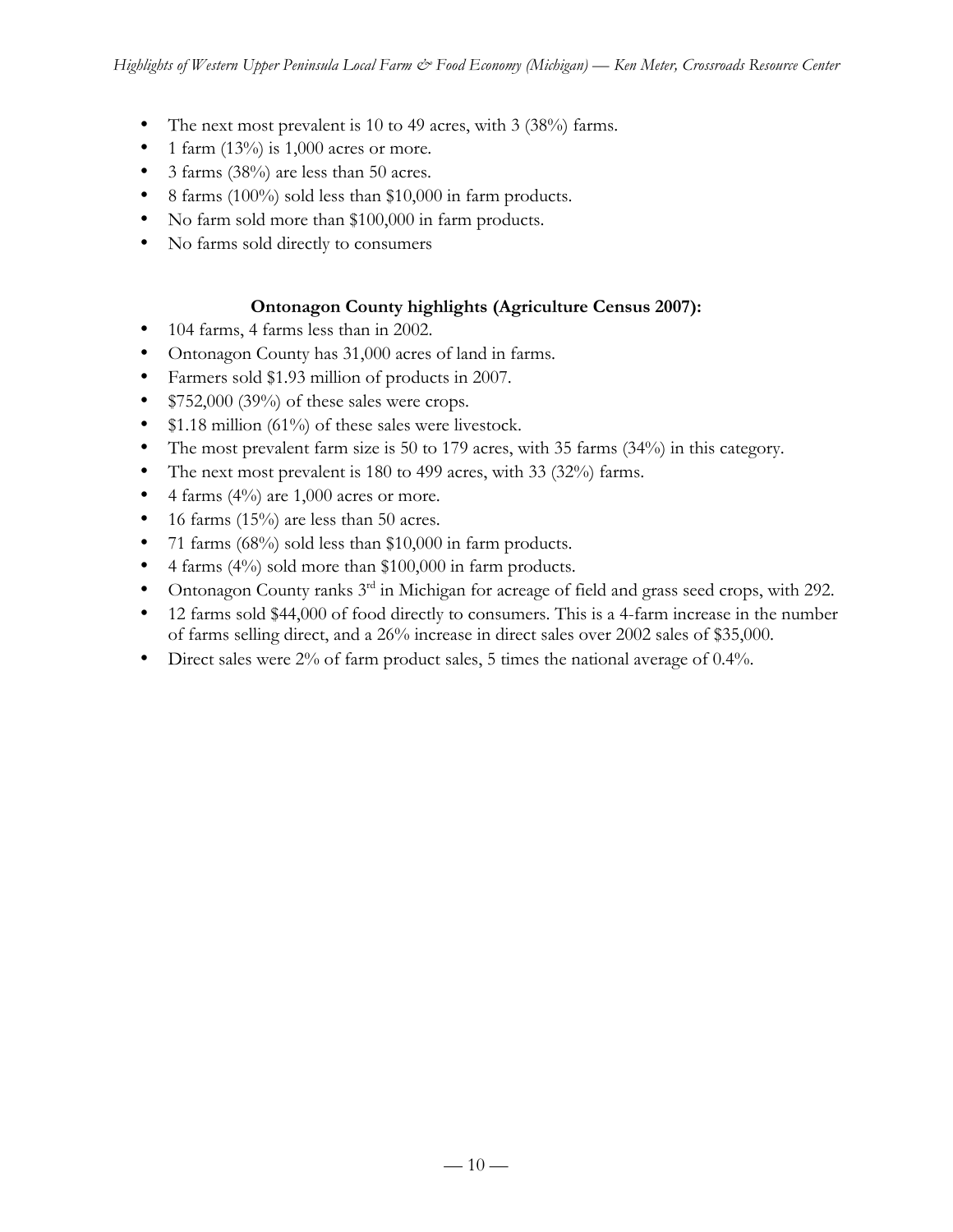- The next most prevalent is 10 to 49 acres, with 3 (38%) farms.
- 1 farm (13%) is 1,000 acres or more.
- 3 farms (38%) are less than 50 acres.
- 8 farms (100%) sold less than $10,000 in farm products.
- No farm sold more than $100,000 in farm products.
- No farms sold directly to consumers

**Ontonagon County highlights (Agriculture Census 2007):**

- 104 farms, 4 farms less than in 2002.
- Ontonagon County has 31,000 acres of land in farms.
- Farmers sold $1.93 million of products in 2007.
- $752,000 (39%) of these sales were crops.
- $1.18 million (61%) of these sales were livestock.
- The most prevalent farm size is 50 to 179 acres, with 35 farms (34%) in this category.
- The next most prevalent is 180 to 499 acres, with 33 (32%) farms.
- 4 farms (4%) are 1,000 acres or more.
- 16 farms (15%) are less than 50 acres.
- 71 farms (68%) sold less than $10,000 in farm products.
- 4 farms (4%) sold more than $100,000 in farm products.
- Ontonagon County ranks 3rd in Michigan for acreage of field and grass seed crops, with 292.
- 12 farms sold $44,000 of food directly to consumers. This is a 4-farm increase in the number of farms selling direct, and a 26% increase in direct sales over 2002 sales of $35,000.
- Direct sales were 2% of farm product sales, 5 times the national average of 0.4%.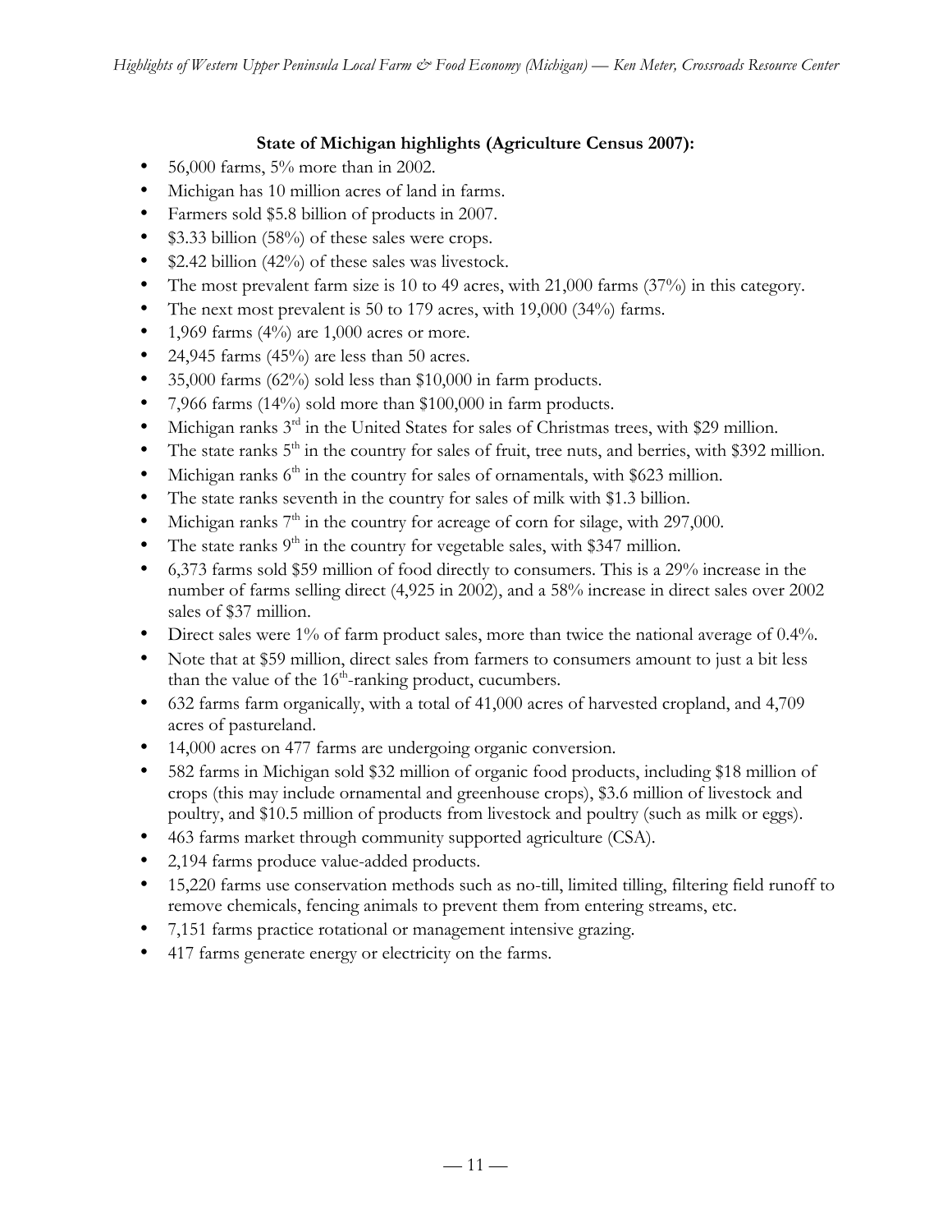**State of Michigan highlights (Agriculture Census 2007):**

- 56,000 farms, 5% more than in 2002.
- Michigan has 10 million acres of land in farms.
- Farmers sold $5.8 billion of products in 2007.
- $3.33 billion (58%) of these sales were crops.
- $2.42 billion (42%) of these sales was livestock.
- The most prevalent farm size is 10 to 49 acres, with 21,000 farms (37%) in this category.
- The next most prevalent is 50 to 179 acres, with 19,000 (34%) farms.
- 1,969 farms (4%) are 1,000 acres or more.
- 24,945 farms (45%) are less than 50 acres.
- 35,000 farms (62%) sold less than $10,000 in farm products.
- 7,966 farms (14%) sold more than $100,000 in farm products.
- Michigan ranks 3rd in the United States for sales of Christmas trees, with $29 million.
- The state ranks 5th in the country for sales of fruit, tree nuts, and berries, with $392 million.
- Michigan ranks 6th in the country for sales of ornamentals, with $623 million.
- The state ranks seventh in the country for sales of milk with $1.3 billion.
- Michigan ranks 7th in the country for acreage of corn for silage, with 297,000.
- The state ranks 9th in the country for vegetable sales, with $347 million.
- 6,373 farms sold $59 million of food directly to consumers. This is a 29% increase in the number of farms selling direct (4,925 in 2002), and a 58% increase in direct sales over 2002 sales of $37 million.
- Direct sales were 1% of farm product sales, more than twice the national average of 0.4%.
- Note that at $59 million, direct sales from farmers to consumers amount to just a bit less than the value of the 16th-ranking product, cucumbers.
- 632 farms farm organically, with a total of 41,000 acres of harvested cropland, and 4,709 acres of pastureland.
- 14,000 acres on 477 farms are undergoing organic conversion.
- 582 farms in Michigan sold $32 million of organic food products, including $18 million of crops (this may include ornamental and greenhouse crops), $3.6 million of livestock and poultry, and $10.5 million of products from livestock and poultry (such as milk or eggs).
- 463 farms market through community supported agriculture (CSA).
- 2,194 farms produce value-added products.
- 15,220 farms use conservation methods such as no-till, limited tilling, filtering field runoff to remove chemicals, fencing animals to prevent them from entering streams, etc.
- 7,151 farms practice rotational or management intensive grazing.
- 417 farms generate energy or electricity on the farms.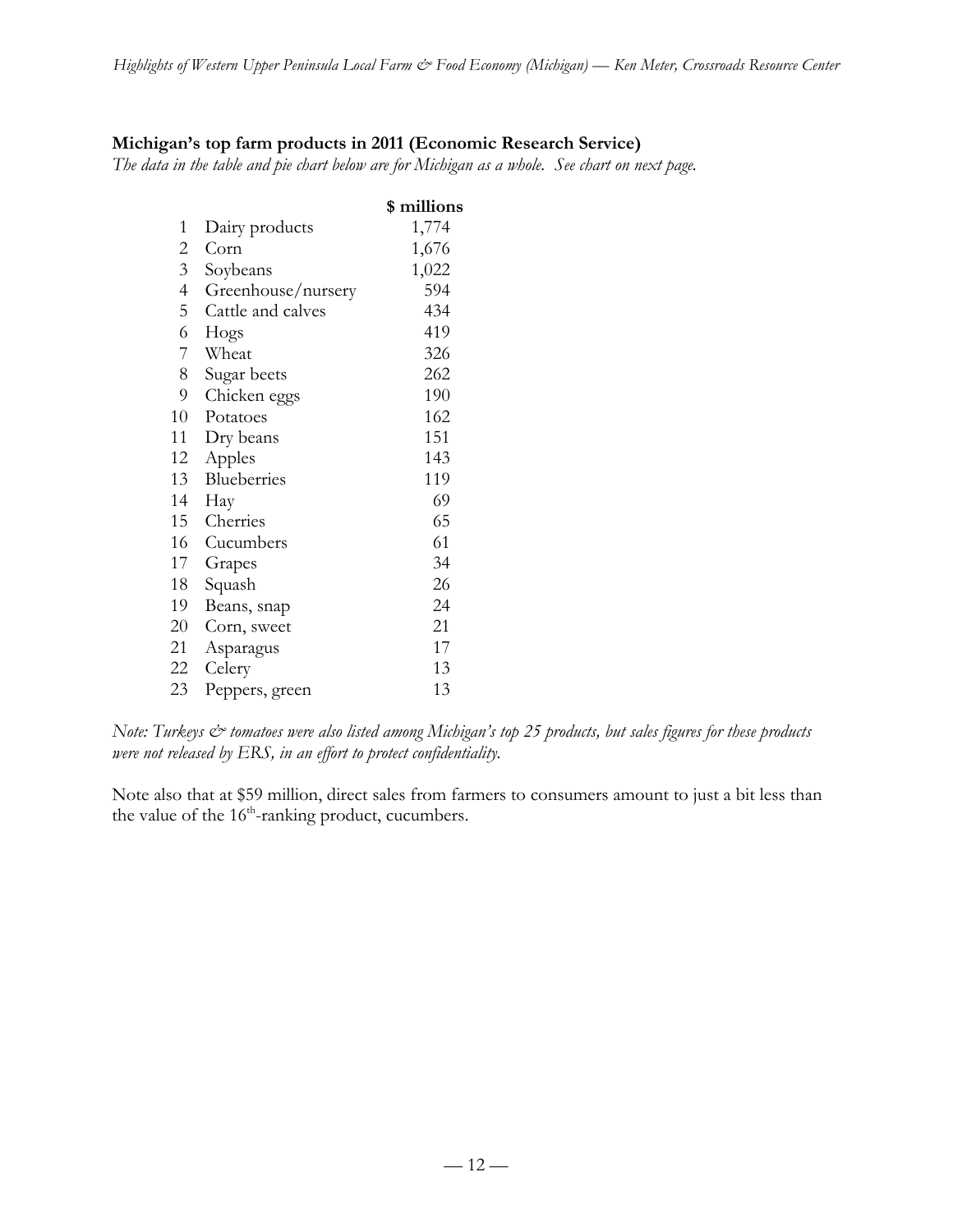**Michigan's top farm products in 2011 (Economic Research Service)**

*The data in the table and pie chart below are for Michigan as a whole. See chart on next page.*

| | | $ millions |
|---|---|---|
| 1 | Dairy products | 1,774 |
| 2 | Corn | 1,676 |
| 3 | Soybeans | 1,022 |
| 4 | Greenhouse/nursery | 594 |
| 5 | Cattle and calves | 434 |
| 6 | Hogs | 419 |
| 7 | Wheat | 326 |
| 8 | Sugar beets | 262 |
| 9 | Chicken eggs | 190 |
| 10 | Potatoes | 162 |
| 11 | Dry beans | 151 |
| 12 | Apples | 143 |
| 13 | Blueberries | 119 |
| 14 | Hay | 69 |
| 15 | Cherries | 65 |
| 16 | Cucumbers | 61 |
| 17 | Grapes | 34 |
| 18 | Squash | 26 |
| 19 | Beans, snap | 24 |
| 20 | Corn, sweet | 21 |
| 21 | Asparagus | 17 |
| 22 | Celery | 13 |
| 23 | Peppers, green | 13 |

*Note: Turkeys & tomatoes were also listed among Michigan's top 25 products, but sales figures for these products were not released by ERS, in an effort to protect confidentiality.*

Note also that at $59 million, direct sales from farmers to consumers amount to just a bit less than the value of the 16th-ranking product, cucumbers.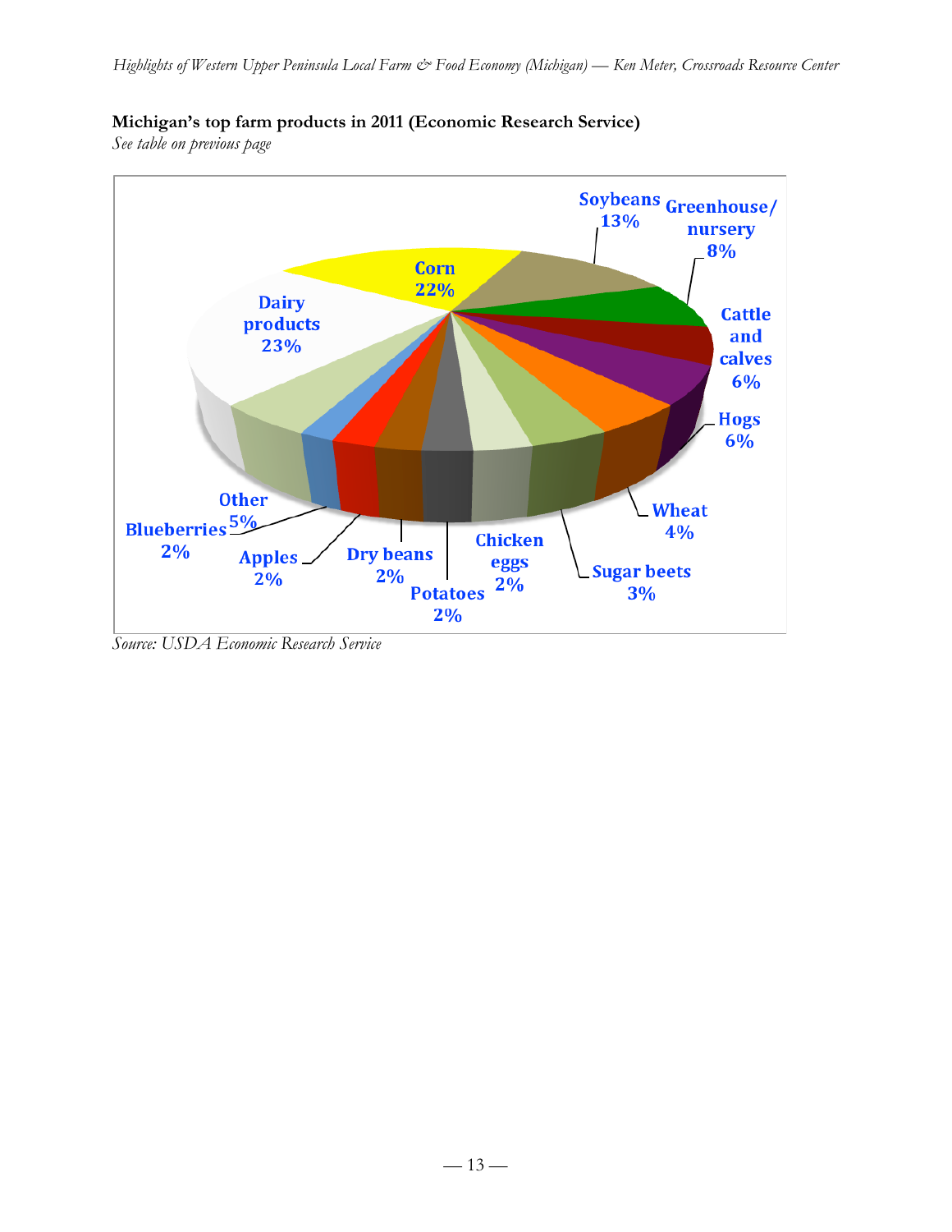**Michigan's top farm products in 2011 (Economic Research Service)**

*See table on previous page*

Dairy products 23%
Corn 22%
Soybeans 13%
Greenhouse/ nursery 8%
Cattle and calves 6%
Hogs 6%
Wheat 4%
Sugar beets 3%
Chicken eggs 2%
Potatoes 2%
Dry beans 2%
Apples 2%
Blueberries 2%
Other 5%

*Source: USDA Economic Research Service*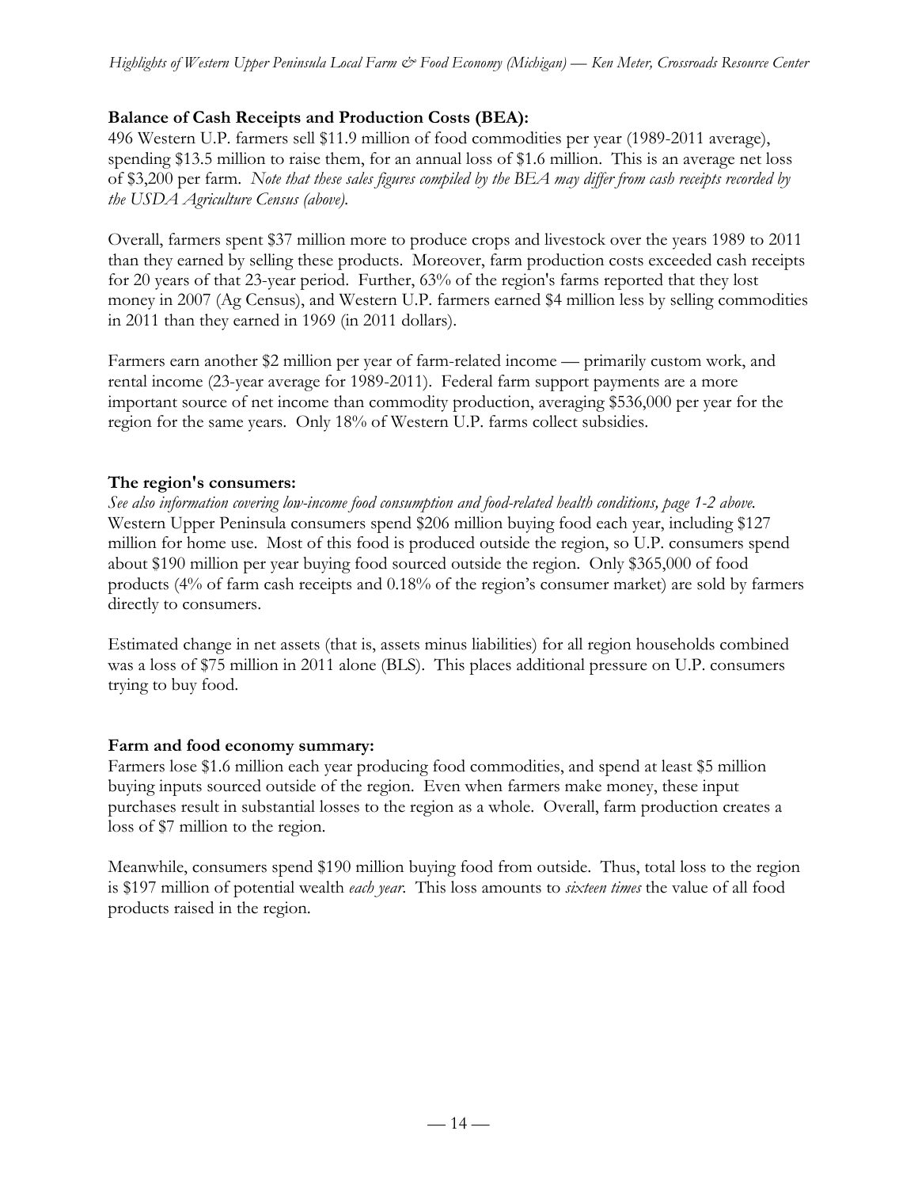**Balance of Cash Receipts and Production Costs (BEA):**

496 Western U.P. farmers sell $11.9 million of food commodities per year (1989-2011 average), spending $13.5 million to raise them, for an annual loss of $1.6 million. This is an average net loss of $3,200 per farm. *Note that these sales figures compiled by the BEA may differ from cash receipts recorded by the USDA Agriculture Census (above).*

Overall, farmers spent $37 million more to produce crops and livestock over the years 1989 to 2011 than they earned by selling these products. Moreover, farm production costs exceeded cash receipts for 20 years of that 23-year period. Further, 63% of the region's farms reported that they lost money in 2007 (Ag Census), and Western U.P. farmers earned $4 million less by selling commodities in 2011 than they earned in 1969 (in 2011 dollars).

Farmers earn another $2 million per year of farm-related income — primarily custom work, and rental income (23-year average for 1989-2011). Federal farm support payments are a more important source of net income than commodity production, averaging $536,000 per year for the region for the same years. Only 18% of Western U.P. farms collect subsidies.

**The region's consumers:**

*See also information covering low-income food consumption and food-related health conditions, page 1-2 above.*
Western Upper Peninsula consumers spend $206 million buying food each year, including $127 million for home use. Most of this food is produced outside the region, so U.P. consumers spend about $190 million per year buying food sourced outside the region. Only $365,000 of food products (4% of farm cash receipts and 0.18% of the region's consumer market) are sold by farmers directly to consumers.

Estimated change in net assets (that is, assets minus liabilities) for all region households combined was a loss of $75 million in 2011 alone (BLS). This places additional pressure on U.P. consumers trying to buy food.

**Farm and food economy summary:**

Farmers lose $1.6 million each year producing food commodities, and spend at least $5 million buying inputs sourced outside of the region. Even when farmers make money, these input purchases result in substantial losses to the region as a whole. Overall, farm production creates a loss of $7 million to the region.

Meanwhile, consumers spend $190 million buying food from outside. Thus, total loss to the region is $197 million of potential wealth *each year*. This loss amounts to *sixteen times* the value of all food products raised in the region.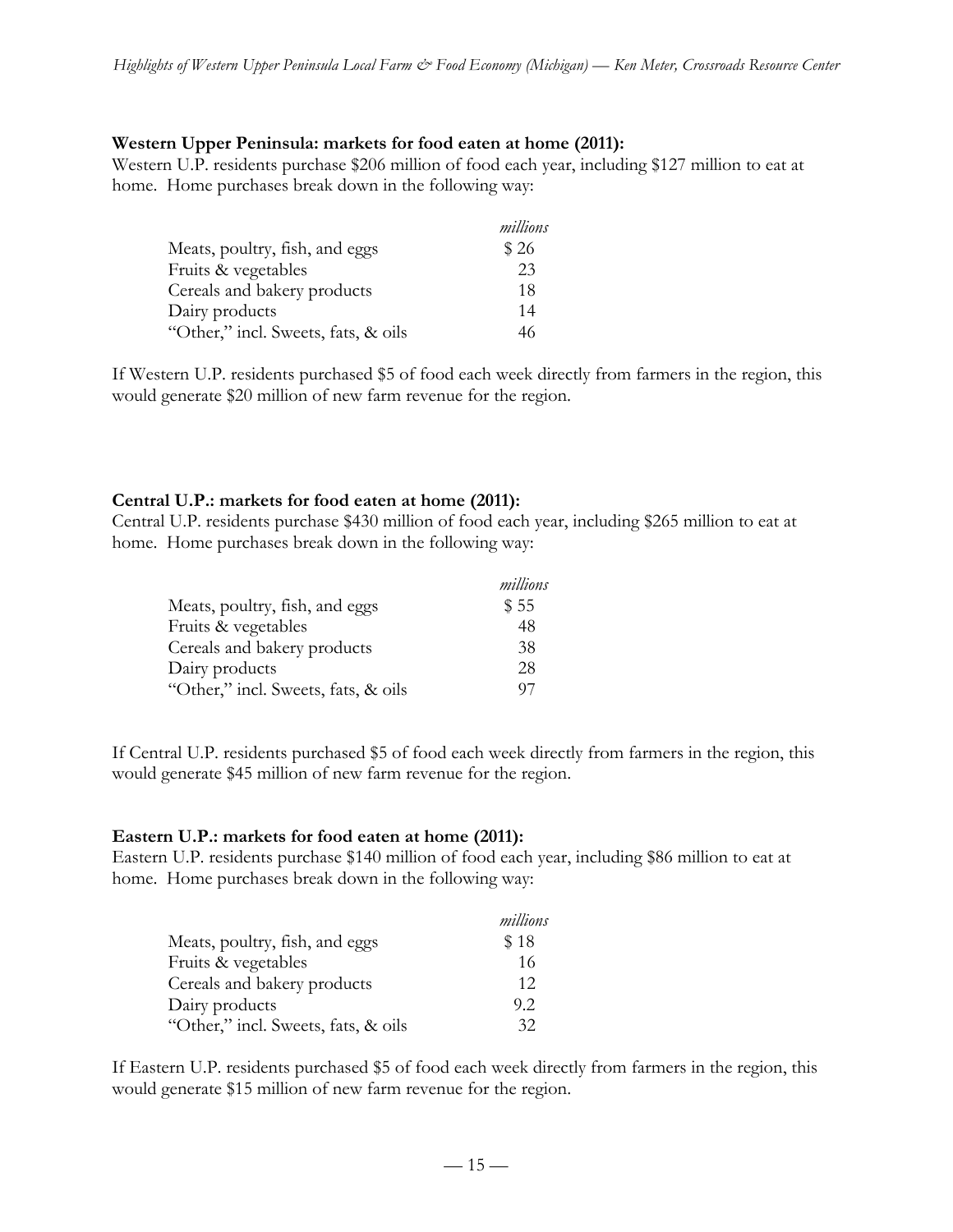**Western Upper Peninsula: markets for food eaten at home (2011):**
Western U.P. residents purchase $206 million of food each year, including $127 million to eat at home. Home purchases break down in the following way:

| | *millions* |
|---|---|
| Meats, poultry, fish, and eggs | $ 26 |
| Fruits & vegetables | 23 |
| Cereals and bakery products | 18 |
| Dairy products | 14 |
| "Other," incl. Sweets, fats, & oils | 46 |

If Western U.P. residents purchased $5 of food each week directly from farmers in the region, this would generate $20 million of new farm revenue for the region.

**Central U.P.: markets for food eaten at home (2011):**
Central U.P. residents purchase $430 million of food each year, including $265 million to eat at home. Home purchases break down in the following way:

| | *millions* |
|---|---|
| Meats, poultry, fish, and eggs | $ 55 |
| Fruits & vegetables | 48 |
| Cereals and bakery products | 38 |
| Dairy products | 28 |
| "Other," incl. Sweets, fats, & oils | 97 |

If Central U.P. residents purchased $5 of food each week directly from farmers in the region, this would generate $45 million of new farm revenue for the region.

**Eastern U.P.: markets for food eaten at home (2011):**
Eastern U.P. residents purchase $140 million of food each year, including $86 million to eat at home. Home purchases break down in the following way:

| | *millions* |
|---|---|
| Meats, poultry, fish, and eggs | $ 18 |
| Fruits & vegetables | 16 |
| Cereals and bakery products | 12 |
| Dairy products | 9.2 |
| "Other," incl. Sweets, fats, & oils | 32 |

If Eastern U.P. residents purchased $5 of food each week directly from farmers in the region, this would generate $15 million of new farm revenue for the region.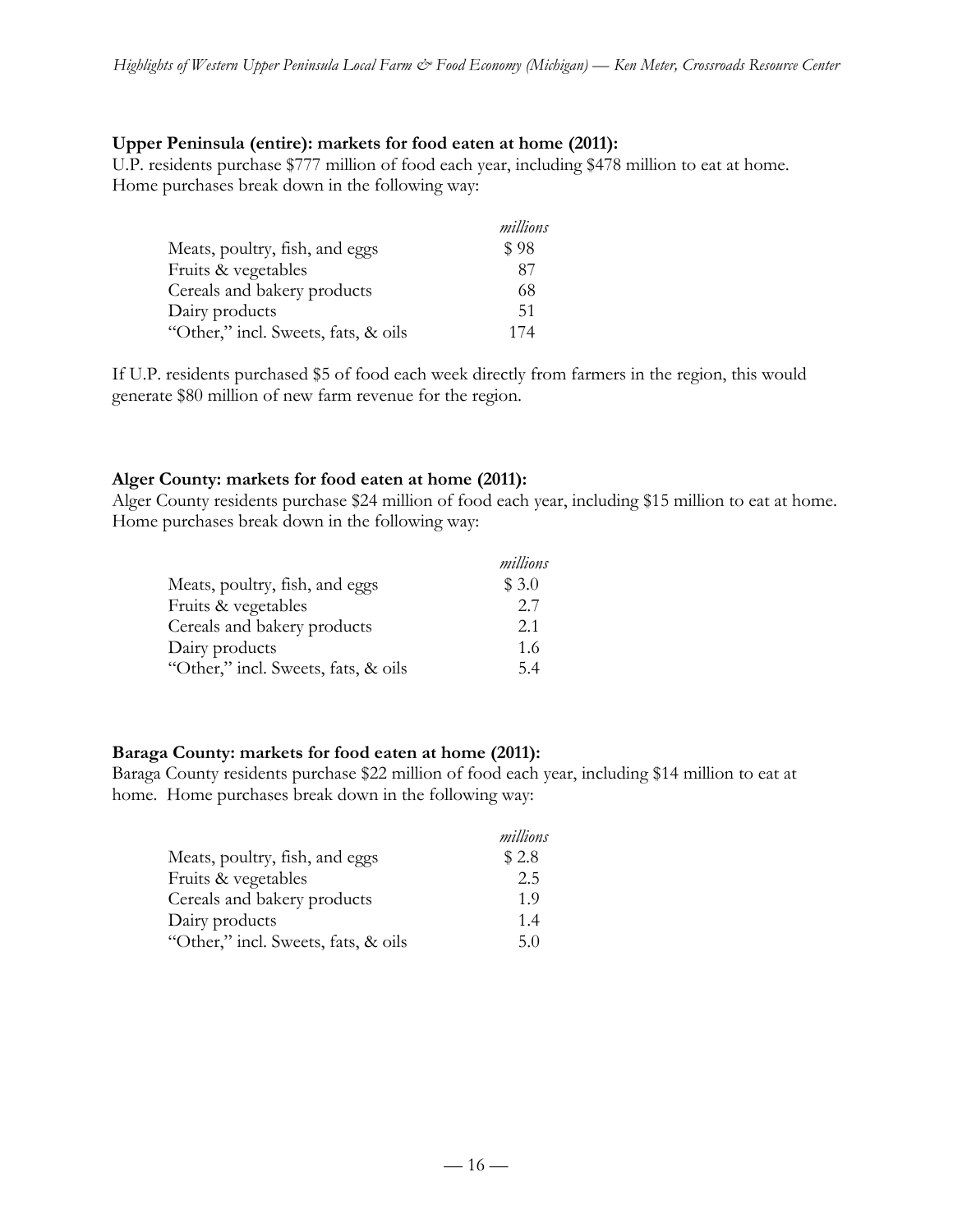**Upper Peninsula (entire): markets for food eaten at home (2011):**
U.P. residents purchase $777 million of food each year, including $478 million to eat at home. Home purchases break down in the following way:

| | *millions* |
|---|---|
| Meats, poultry, fish, and eggs | $ 98 |
| Fruits & vegetables | 87 |
| Cereals and bakery products | 68 |
| Dairy products | 51 |
| "Other," incl. Sweets, fats, & oils | 174 |

If U.P. residents purchased $5 of food each week directly from farmers in the region, this would generate $80 million of new farm revenue for the region.

**Alger County: markets for food eaten at home (2011):**
Alger County residents purchase $24 million of food each year, including $15 million to eat at home. Home purchases break down in the following way:

| | *millions* |
|---|---|
| Meats, poultry, fish, and eggs | $ 3.0 |
| Fruits & vegetables | 2.7 |
| Cereals and bakery products | 2.1 |
| Dairy products | 1.6 |
| "Other," incl. Sweets, fats, & oils | 5.4 |

**Baraga County: markets for food eaten at home (2011):**
Baraga County residents purchase $22 million of food each year, including $14 million to eat at home. Home purchases break down in the following way:

| | *millions* |
|---|---|
| Meats, poultry, fish, and eggs | $ 2.8 |
| Fruits & vegetables | 2.5 |
| Cereals and bakery products | 1.9 |
| Dairy products | 1.4 |
| "Other," incl. Sweets, fats, & oils | 5.0 |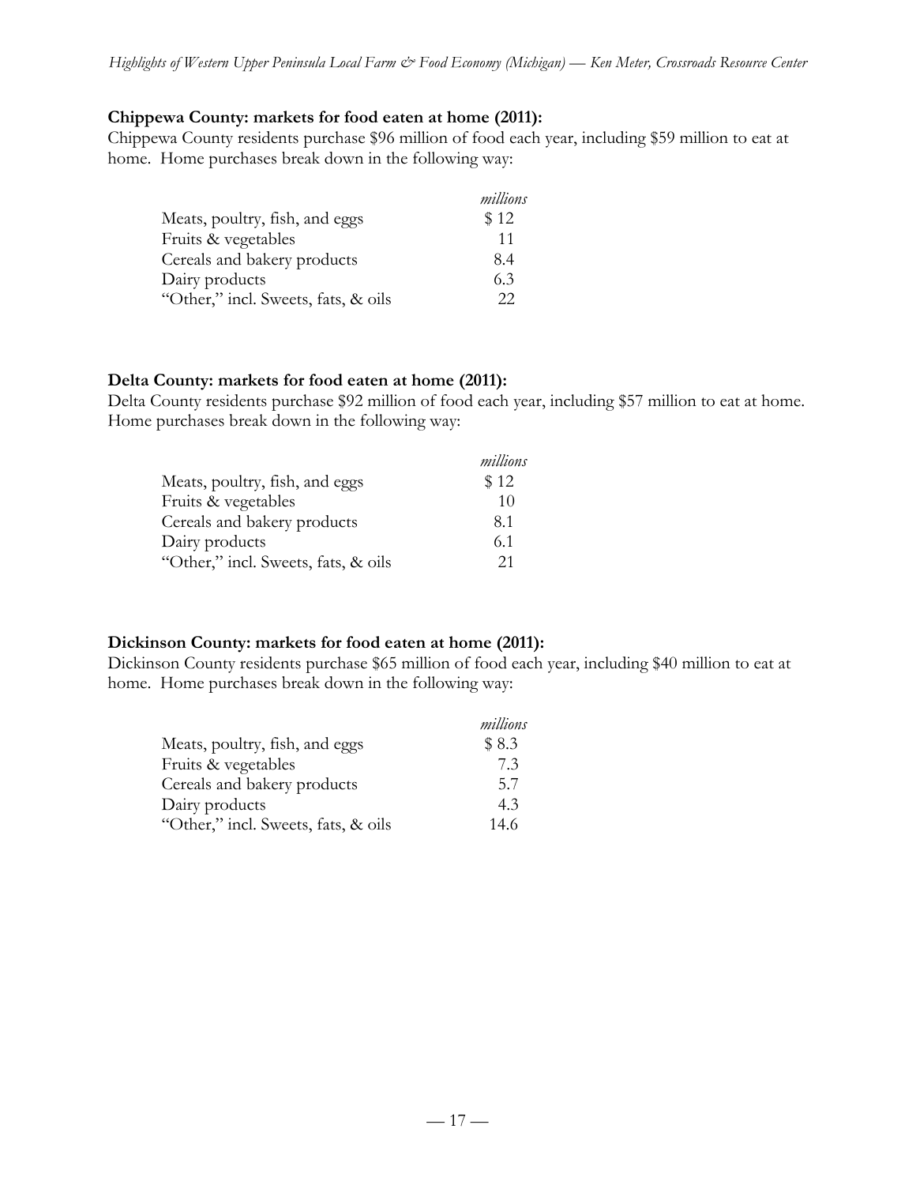**Chippewa County: markets for food eaten at home (2011):**
Chippewa County residents purchase $96 million of food each year, including $59 million to eat at home. Home purchases break down in the following way:

| | *millions* |
|---|---|
| Meats, poultry, fish, and eggs | $ 12 |
| Fruits & vegetables | 11 |
| Cereals and bakery products | 8.4 |
| Dairy products | 6.3 |
| "Other," incl. Sweets, fats, & oils | 22 |

**Delta County: markets for food eaten at home (2011):**
Delta County residents purchase $92 million of food each year, including $57 million to eat at home. Home purchases break down in the following way:

| | *millions* |
|---|---|
| Meats, poultry, fish, and eggs | $ 12 |
| Fruits & vegetables | 10 |
| Cereals and bakery products | 8.1 |
| Dairy products | 6.1 |
| "Other," incl. Sweets, fats, & oils | 21 |

**Dickinson County: markets for food eaten at home (2011):**
Dickinson County residents purchase $65 million of food each year, including $40 million to eat at home. Home purchases break down in the following way:

| | *millions* |
|---|---|
| Meats, poultry, fish, and eggs | $ 8.3 |
| Fruits & vegetables | 7.3 |
| Cereals and bakery products | 5.7 |
| Dairy products | 4.3 |
| "Other," incl. Sweets, fats, & oils | 14.6 |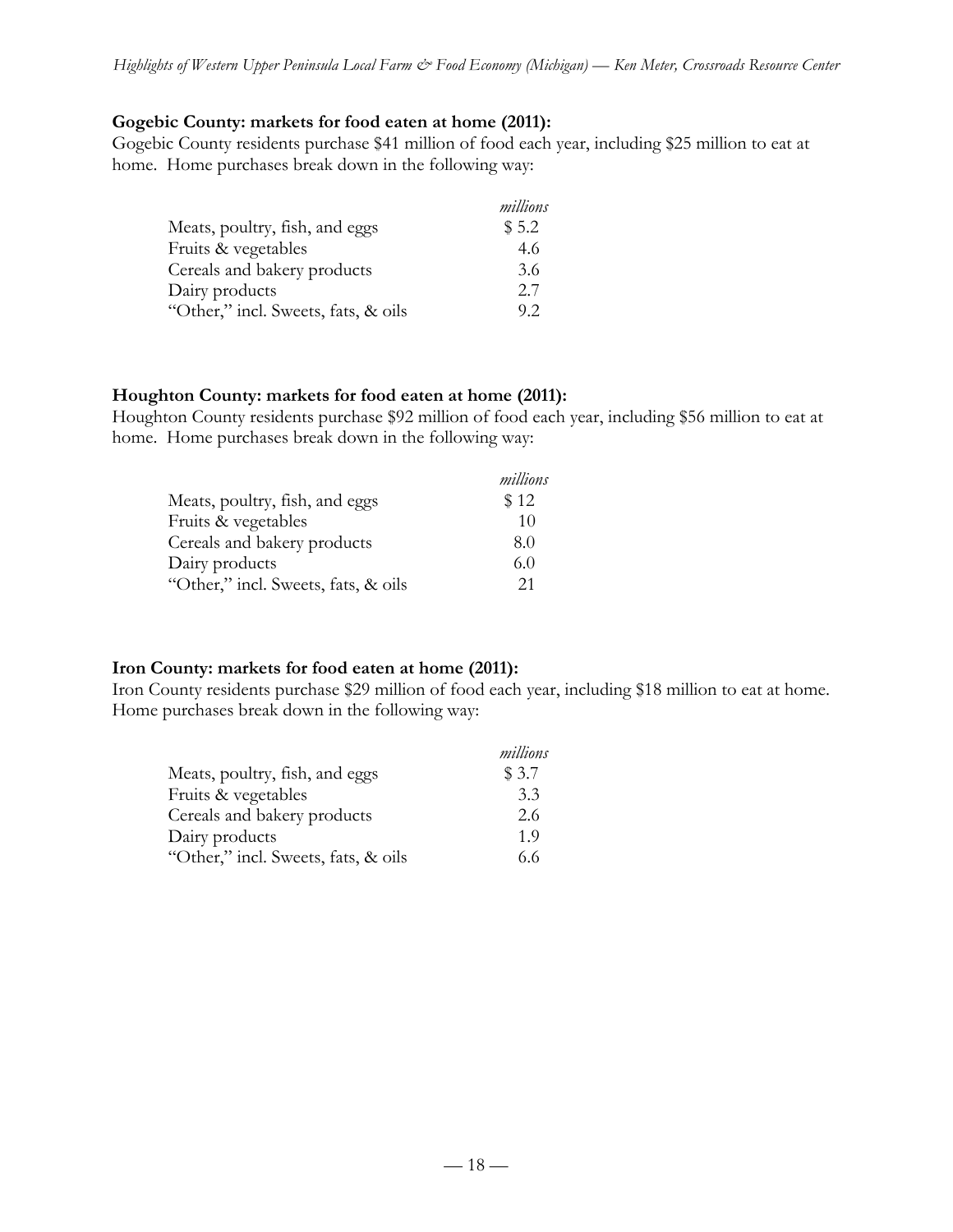**Gogebic County: markets for food eaten at home (2011):**

Gogebic County residents purchase $41 million of food each year, including $25 million to eat at home. Home purchases break down in the following way:

| | *millions* |
|---|---|
| Meats, poultry, fish, and eggs | $ 5.2 |
| Fruits & vegetables | 4.6 |
| Cereals and bakery products | 3.6 |
| Dairy products | 2.7 |
| "Other," incl. Sweets, fats, & oils | 9.2 |

**Houghton County: markets for food eaten at home (2011):**

Houghton County residents purchase $92 million of food each year, including $56 million to eat at home. Home purchases break down in the following way:

| | *millions* |
|---|---|
| Meats, poultry, fish, and eggs | $ 12 |
| Fruits & vegetables | 10 |
| Cereals and bakery products | 8.0 |
| Dairy products | 6.0 |
| "Other," incl. Sweets, fats, & oils | 21 |

**Iron County: markets for food eaten at home (2011):**

Iron County residents purchase $29 million of food each year, including $18 million to eat at home. Home purchases break down in the following way:

| | *millions* |
|---|---|
| Meats, poultry, fish, and eggs | $ 3.7 |
| Fruits & vegetables | 3.3 |
| Cereals and bakery products | 2.6 |
| Dairy products | 1.9 |
| "Other," incl. Sweets, fats, & oils | 6.6 |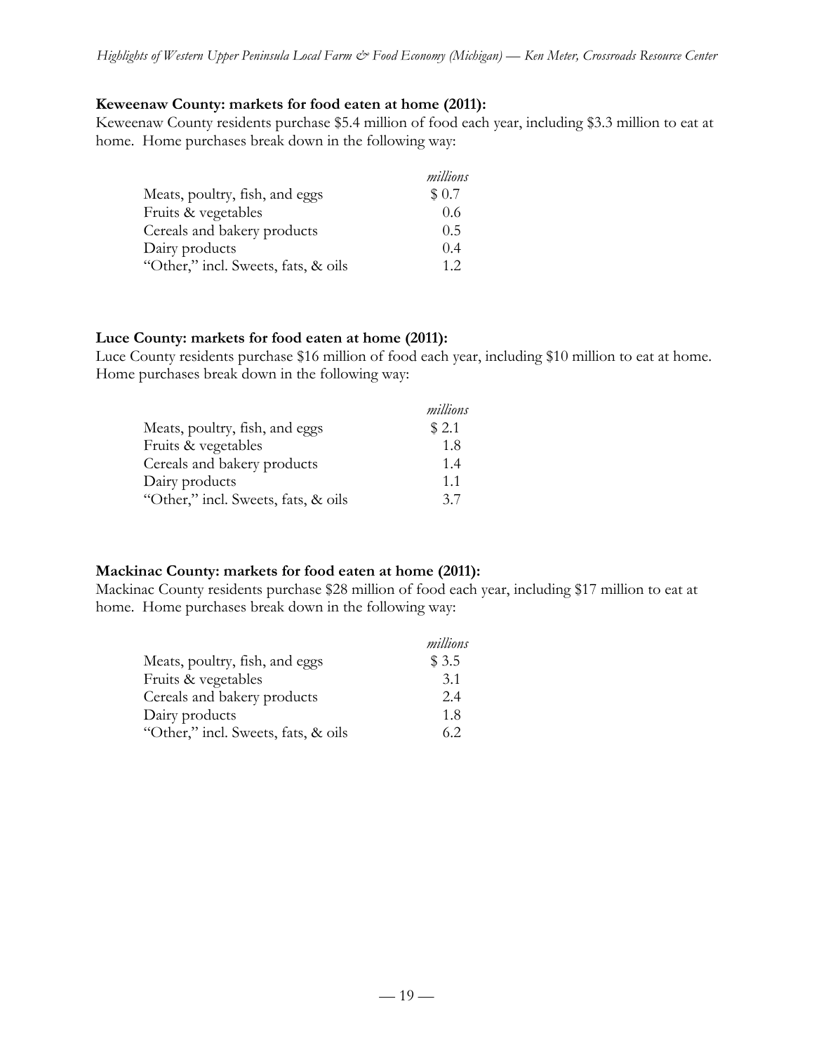**Keweenaw County: markets for food eaten at home (2011):**

Keweenaw County residents purchase $5.4 million of food each year, including $3.3 million to eat at home. Home purchases break down in the following way:

| | *millions* |
|---|---|
| Meats, poultry, fish, and eggs | $ 0.7 |
| Fruits & vegetables | 0.6 |
| Cereals and bakery products | 0.5 |
| Dairy products | 0.4 |
| "Other," incl. Sweets, fats, & oils | 1.2 |

**Luce County: markets for food eaten at home (2011):**

Luce County residents purchase $16 million of food each year, including $10 million to eat at home. Home purchases break down in the following way:

| | *millions* |
|---|---|
| Meats, poultry, fish, and eggs | $ 2.1 |
| Fruits & vegetables | 1.8 |
| Cereals and bakery products | 1.4 |
| Dairy products | 1.1 |
| "Other," incl. Sweets, fats, & oils | 3.7 |

**Mackinac County: markets for food eaten at home (2011):**

Mackinac County residents purchase $28 million of food each year, including $17 million to eat at home. Home purchases break down in the following way:

| | *millions* |
|---|---|
| Meats, poultry, fish, and eggs | $ 3.5 |
| Fruits & vegetables | 3.1 |
| Cereals and bakery products | 2.4 |
| Dairy products | 1.8 |
| "Other," incl. Sweets, fats, & oils | 6.2 |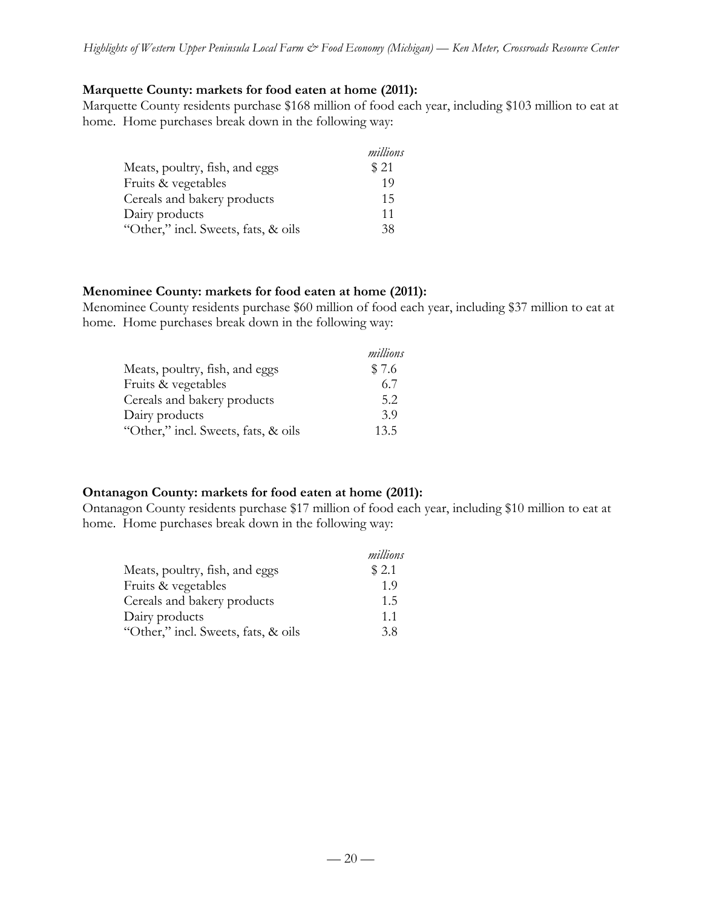**Marquette County: markets for food eaten at home (2011):**

Marquette County residents purchase $168 million of food each year, including $103 million to eat at home. Home purchases break down in the following way:

| | *millions* |
|---|---|
| Meats, poultry, fish, and eggs | $ 21 |
| Fruits & vegetables | 19 |
| Cereals and bakery products | 15 |
| Dairy products | 11 |
| "Other," incl. Sweets, fats, & oils | 38 |

**Menominee County: markets for food eaten at home (2011):**

Menominee County residents purchase $60 million of food each year, including $37 million to eat at home. Home purchases break down in the following way:

| | *millions* |
|---|---|
| Meats, poultry, fish, and eggs | $ 7.6 |
| Fruits & vegetables | 6.7 |
| Cereals and bakery products | 5.2 |
| Dairy products | 3.9 |
| "Other," incl. Sweets, fats, & oils | 13.5 |

**Ontanagon County: markets for food eaten at home (2011):**

Ontanagon County residents purchase $17 million of food each year, including $10 million to eat at home. Home purchases break down in the following way:

| | *millions* |
|---|---|
| Meats, poultry, fish, and eggs | $ 2.1 |
| Fruits & vegetables | 1.9 |
| Cereals and bakery products | 1.5 |
| Dairy products | 1.1 |
| "Other," incl. Sweets, fats, & oils | 3.8 |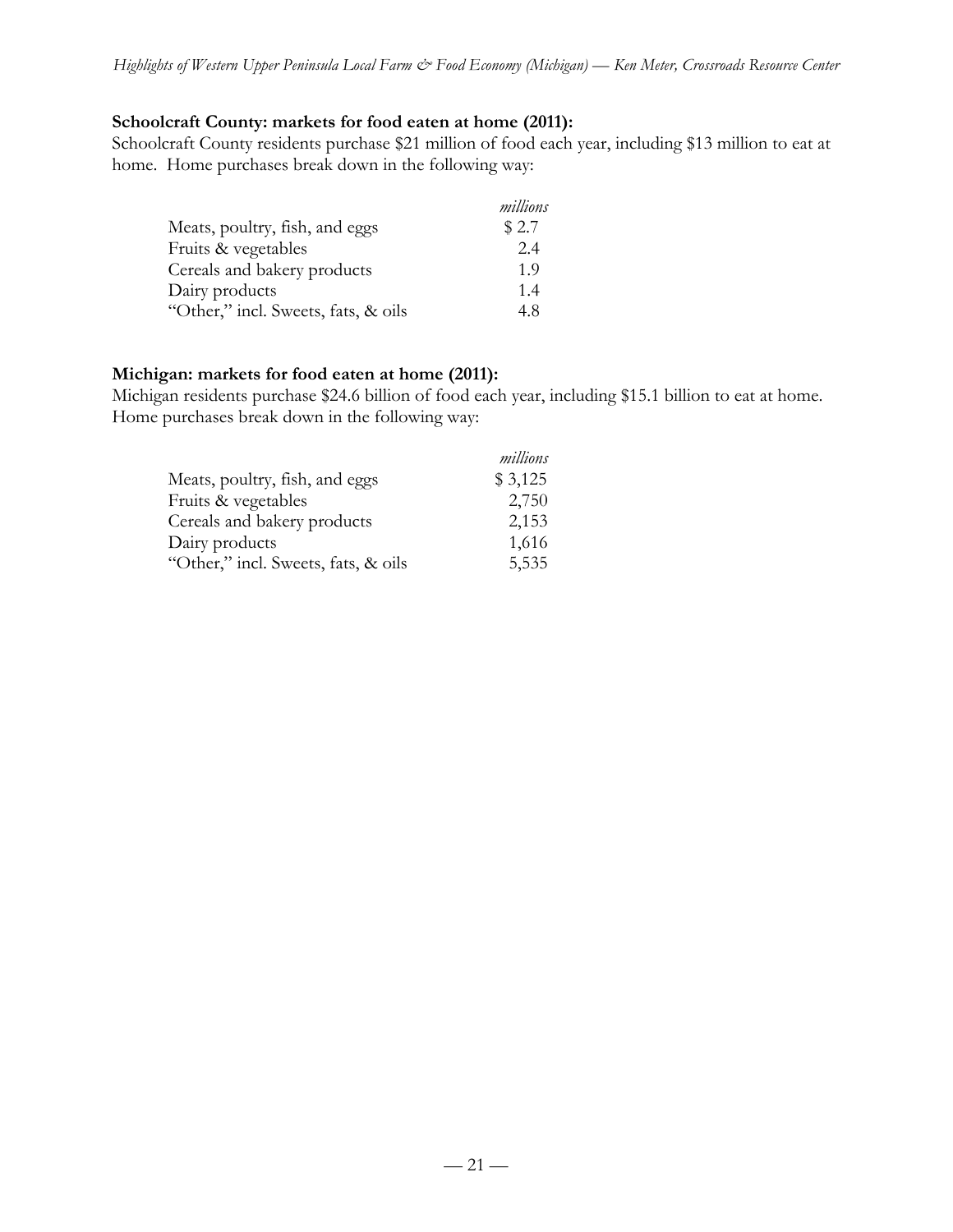**Schoolcraft County: markets for food eaten at home (2011):**

Schoolcraft County residents purchase $21 million of food each year, including $13 million to eat at home. Home purchases break down in the following way:

| | *millions* |
|---|---|
| Meats, poultry, fish, and eggs | $ 2.7 |
| Fruits & vegetables | 2.4 |
| Cereals and bakery products | 1.9 |
| Dairy products | 1.4 |
| "Other," incl. Sweets, fats, & oils | 4.8 |

**Michigan: markets for food eaten at home (2011):**

Michigan residents purchase $24.6 billion of food each year, including $15.1 billion to eat at home. Home purchases break down in the following way:

| | *millions* |
|---|---|
| Meats, poultry, fish, and eggs | $ 3,125 |
| Fruits & vegetables | 2,750 |
| Cereals and bakery products | 2,153 |
| Dairy products | 1,616 |
| "Other," incl. Sweets, fats, & oils | 5,535 |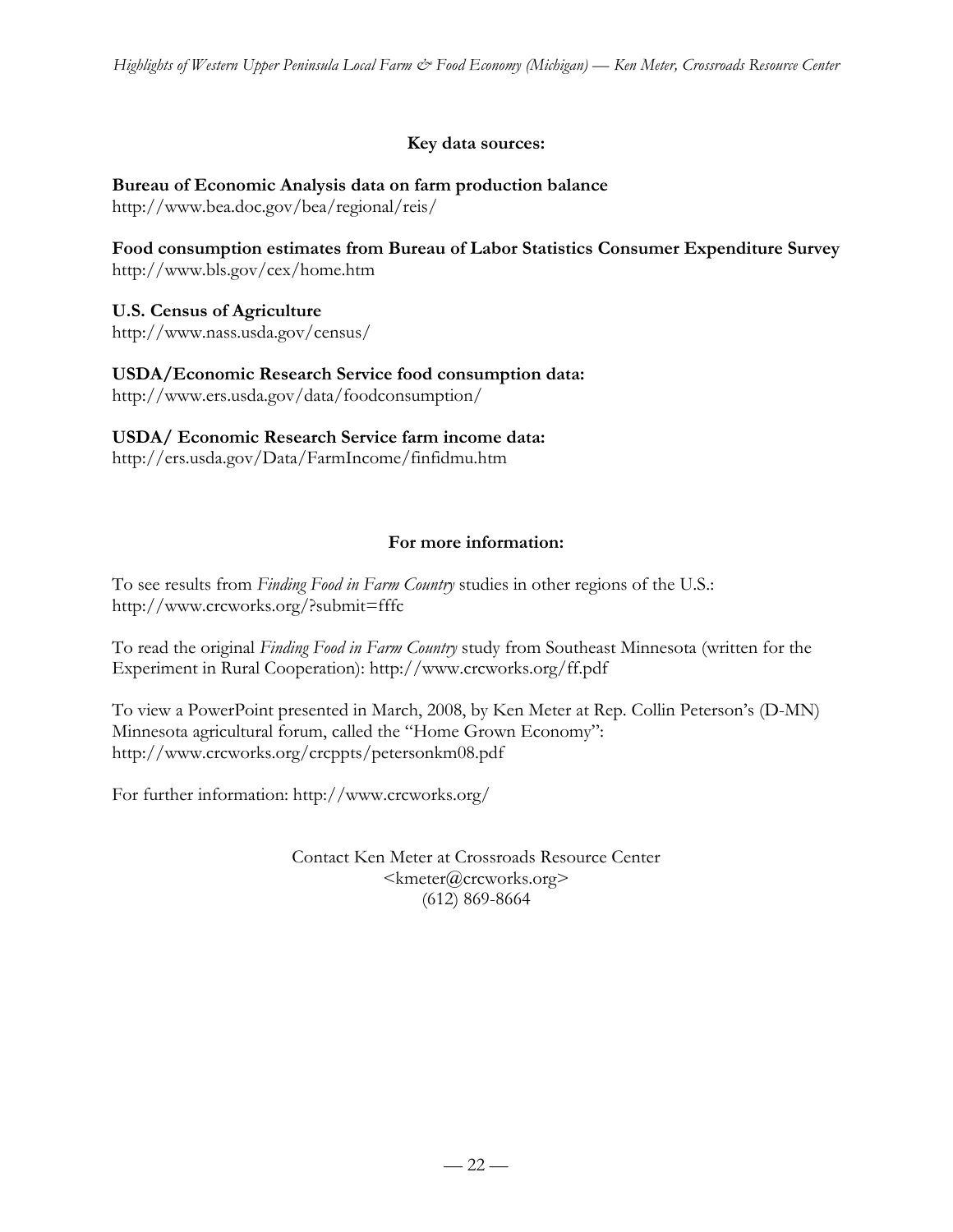## Key data sources:

**Bureau of Economic Analysis data on farm production balance**
http://www.bea.doc.gov/bea/regional/reis/

**Food consumption estimates from Bureau of Labor Statistics Consumer Expenditure Survey**
http://www.bls.gov/cex/home.htm

**U.S. Census of Agriculture**
http://www.nass.usda.gov/census/

**USDA/Economic Research Service food consumption data:**
http://www.ers.usda.gov/data/foodconsumption/

**USDA/ Economic Research Service farm income data:**
http://ers.usda.gov/Data/FarmIncome/finfidmu.htm

## For more information:

To see results from *Finding Food in Farm Country* studies in other regions of the U.S.: http://www.crcworks.org/?submit=fffc

To read the original *Finding Food in Farm Country* study from Southeast Minnesota (written for the Experiment in Rural Cooperation): http://www.crcworks.org/ff.pdf

To view a PowerPoint presented in March, 2008, by Ken Meter at Rep. Collin Peterson's (D-MN) Minnesota agricultural forum, called the "Home Grown Economy": http://www.crcworks.org/crcppts/petersonkm08.pdf

For further information: http://www.crcworks.org/

Contact Ken Meter at Crossroads Resource Center
<kmeter@crcworks.org>
(612) 869-8664